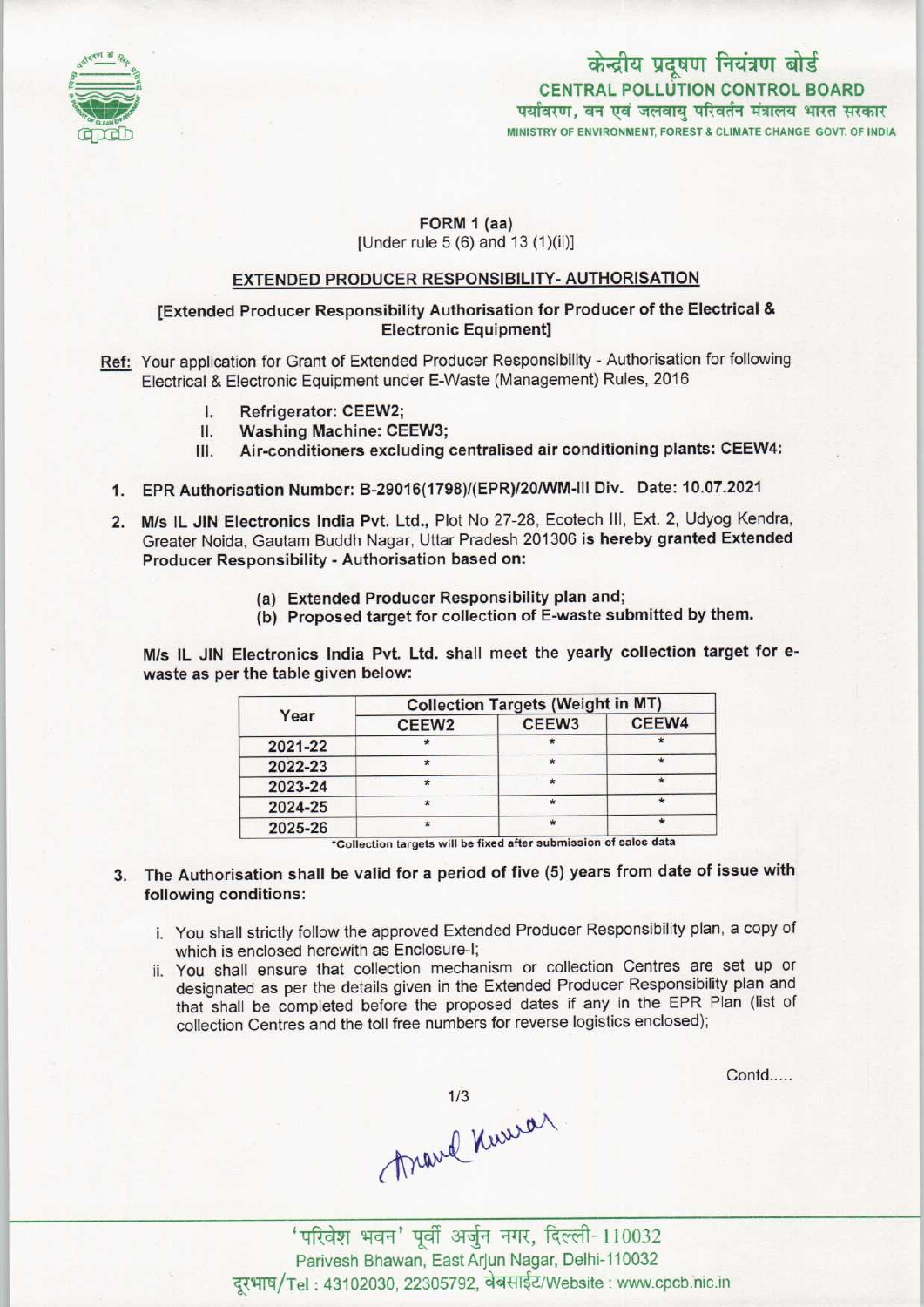केन्द्रीय प्रदूषण नियंत्रण बोर्ड
CENTRAL POLLUTION CONTROL BOARD
पर्यावरण, वन एवं जलवायु परिवर्तन मंत्रालय भारत सरकार
MINISTRY OF ENVIRONMENT, FOREST & CLIMATE CHANGE GOVT. OF INDIA

**FORM 1 (aa)**
[Under rule 5 (6) and 13 (1)(ii)]

**EXTENDED PRODUCER RESPONSIBILITY- AUTHORISATION**

**[Extended Producer Responsibility Authorisation for Producer of the Electrical & Electronic Equipment]**

Ref: Your application for Grant of Extended Producer Responsibility - Authorisation for following Electrical & Electronic Equipment under E-Waste (Management) Rules, 2016

I. **Refrigerator: CEEW2;**
II. **Washing Machine: CEEW3;**
III. **Air-conditioners excluding centralised air conditioning plants: CEEW4:**

1. **EPR Authorisation Number: B-29016(1798)/(EPR)/20/WM-III Div. Date: 10.07.2021**

2. **M/s IL JIN Electronics India Pvt. Ltd.,** Plot No 27-28, Ecotech III, Ext. 2, Udyog Kendra, Greater Noida, Gautam Buddh Nagar, Uttar Pradesh 201306 **is hereby granted Extended Producer Responsibility - Authorisation based on:**

   (a) **Extended Producer Responsibility plan and;**
   (b) **Proposed target for collection of E-waste submitted by them.**

**M/s IL JIN Electronics India Pvt. Ltd. shall meet the yearly collection target for e-waste as per the table given below:**

| Year | Collection Targets (Weight in MT) | | |
|---|---|---|---|
| | CEEW2 | CEEW3 | CEEW4 |
| 2021-22 | * | * | * |
| 2022-23 | * | * | * |
| 2023-24 | * | * | * |
| 2024-25 | * | * | * |
| 2025-26 | * | * | * |

*Collection targets will be fixed after submission of sales data

3. **The Authorisation shall be valid for a period of five (5) years from date of issue with following conditions:**

   i. You shall strictly follow the approved Extended Producer Responsibility plan, a copy of which is enclosed herewith as Enclosure-I;
   ii. You shall ensure that collection mechanism or collection Centres are set up or designated as per the details given in the Extended Producer Responsibility plan and that shall be completed before the proposed dates if any in the EPR Plan (list of collection Centres and the toll free numbers for reverse logistics enclosed);

Contd.....

Anand Kumar

'परिवेश भवन' पूर्वी अर्जुन नगर, दिल्ली-110032
Parivesh Bhawan, East Arjun Nagar, Delhi-110032
दूरभाष/Tel : 43102030, 22305792, वेबसाईट/Website : www.cpcb.nic.in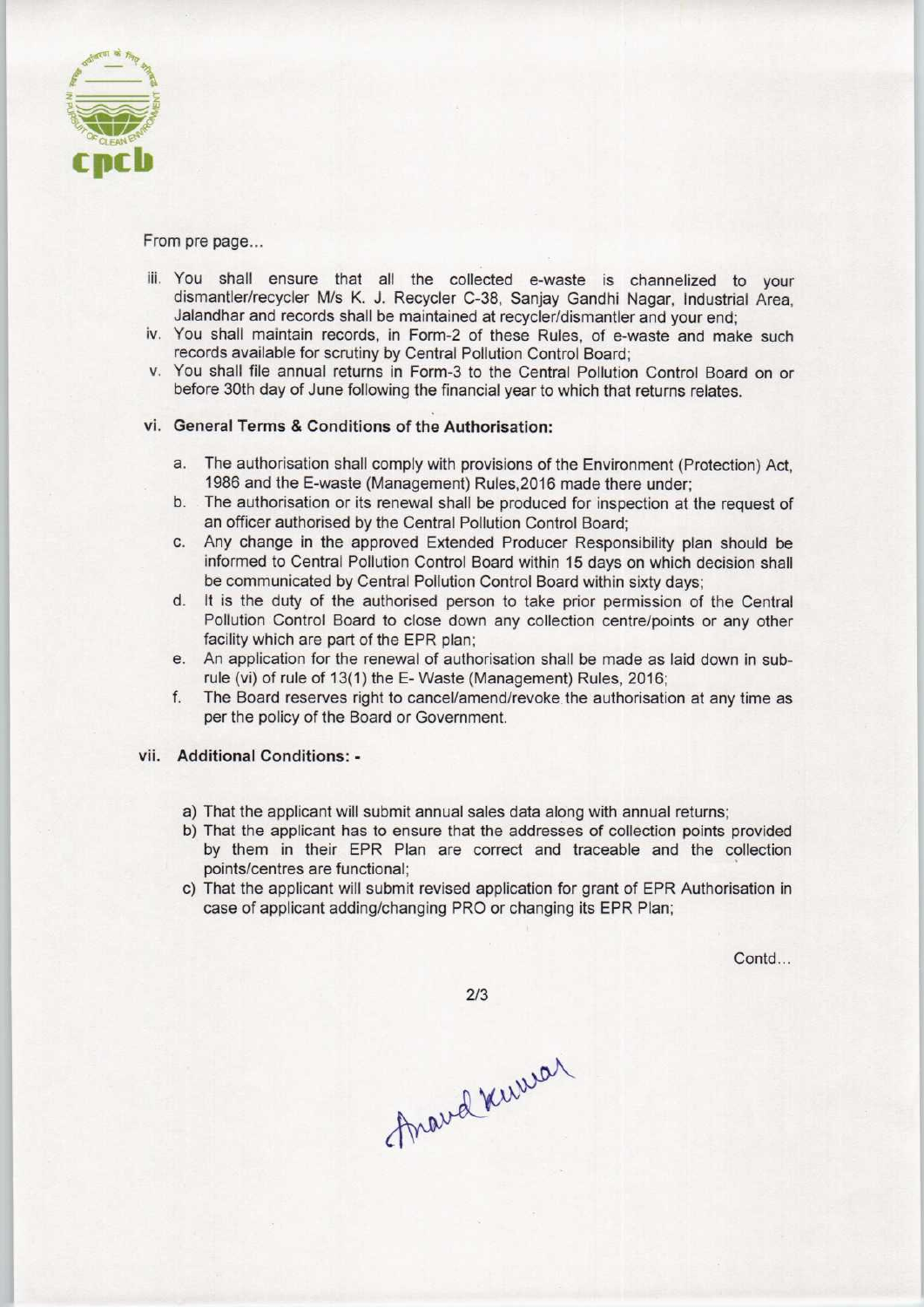From pre page...

iii. You shall ensure that all the collected e-waste is channelized to your dismantler/recycler M/s K. J. Recycler C-38, Sanjay Gandhi Nagar, Industrial Area, Jalandhar and records shall be maintained at recycler/dismantler and your end;

iv. You shall maintain records, in Form-2 of these Rules, of e-waste and make such records available for scrutiny by Central Pollution Control Board;

v. You shall file annual returns in Form-3 to the Central Pollution Control Board on or before 30th day of June following the financial year to which that returns relates.

vi. **General Terms & Conditions of the Authorisation:**

a. The authorisation shall comply with provisions of the Environment (Protection) Act, 1986 and the E-waste (Management) Rules,2016 made there under;

b. The authorisation or its renewal shall be produced for inspection at the request of an officer authorised by the Central Pollution Control Board;

c. Any change in the approved Extended Producer Responsibility plan should be informed to Central Pollution Control Board within 15 days on which decision shall be communicated by Central Pollution Control Board within sixty days;

d. It is the duty of the authorised person to take prior permission of the Central Pollution Control Board to close down any collection centre/points or any other facility which are part of the EPR plan;

e. An application for the renewal of authorisation shall be made as laid down in sub-rule (vi) of rule of 13(1) the E- Waste (Management) Rules, 2016;

f. The Board reserves right to cancel/amend/revoke the authorisation at any time as per the policy of the Board or Government.

vii. **Additional Conditions: -**

a) That the applicant will submit annual sales data along with annual returns;

b) That the applicant has to ensure that the addresses of collection points provided by them in their EPR Plan are correct and traceable and the collection points/centres are functional;

c) That the applicant will submit revised application for grant of EPR Authorisation in case of applicant adding/changing PRO or changing its EPR Plan;

Contd...

Anand Kumar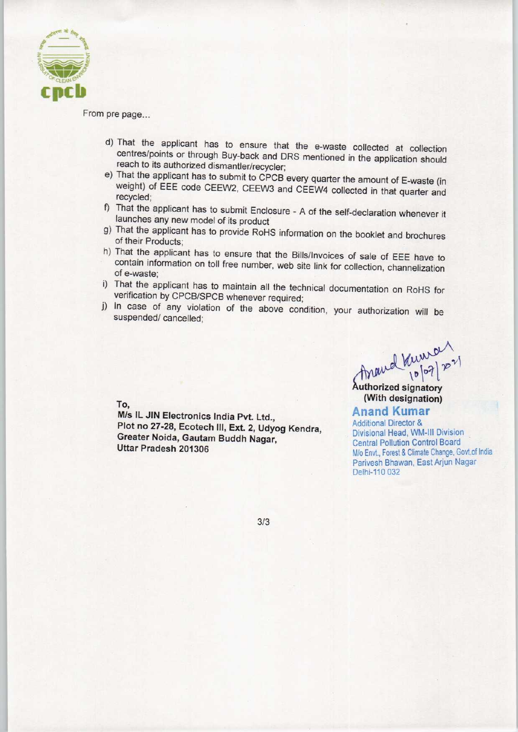From pre page...

d) That the applicant has to ensure that the e-waste collected at collection centres/points or through Buy-back and DRS mentioned in the application should reach to its authorized dismantler/recycler;
e) That the applicant has to submit to CPCB every quarter the amount of E-waste (in weight) of EEE code CEEW2, CEEW3 and CEEW4 collected in that quarter and recycled;
f) That the applicant has to submit Enclosure - A of the self-declaration whenever it launches any new model of its product
g) That the applicant has to provide RoHS information on the booklet and brochures of their Products;
h) That the applicant has to ensure that the Bills/Invoices of sale of EEE have to contain information on toll free number, web site link for collection, channelization of e-waste;
i) That the applicant has to maintain all the technical documentation on RoHS for verification by CPCB/SPCB whenever required;
j) In case of any violation of the above condition, your authorization will be suspended/ cancelled;

Anand Kumar 10/07/2021

**Authorized signatory**
**(With designation)**

**Anand Kumar**
Additional Director &
Divisional Head, WM-III Division
Central Pollution Control Board
M/o Envt., Forest & Climate Change, Govt.of India
Parivesh Bhawan, East Arjun Nagar
Delhi-110 032

**To,**
**M/s IL JIN Electronics India Pvt. Ltd.,**
**Plot no 27-28, Ecotech III, Ext. 2, Udyog Kendra,**
**Greater Noida, Gautam Buddh Nagar,**
**Uttar Pradesh 201306**